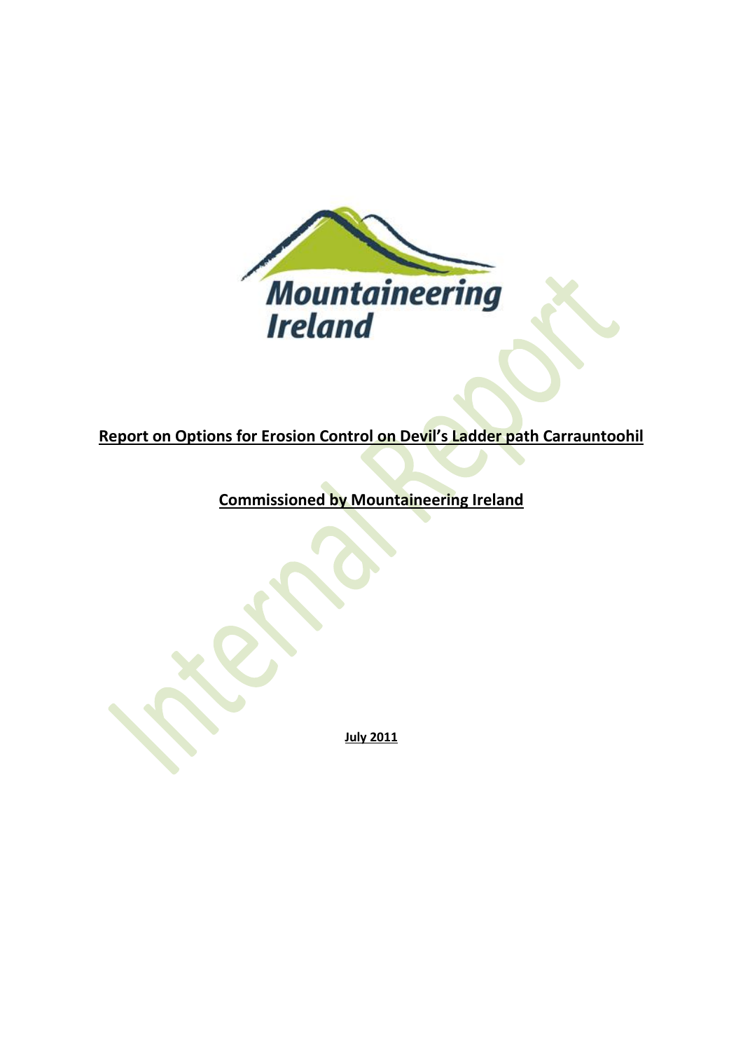Mountaineering Ireland

**Report on Options for Erosion Control on Devil's Ladder path Carrauntoohil**

**Commissioned by Mountaineering Ireland**

Internal Report

**July 2011**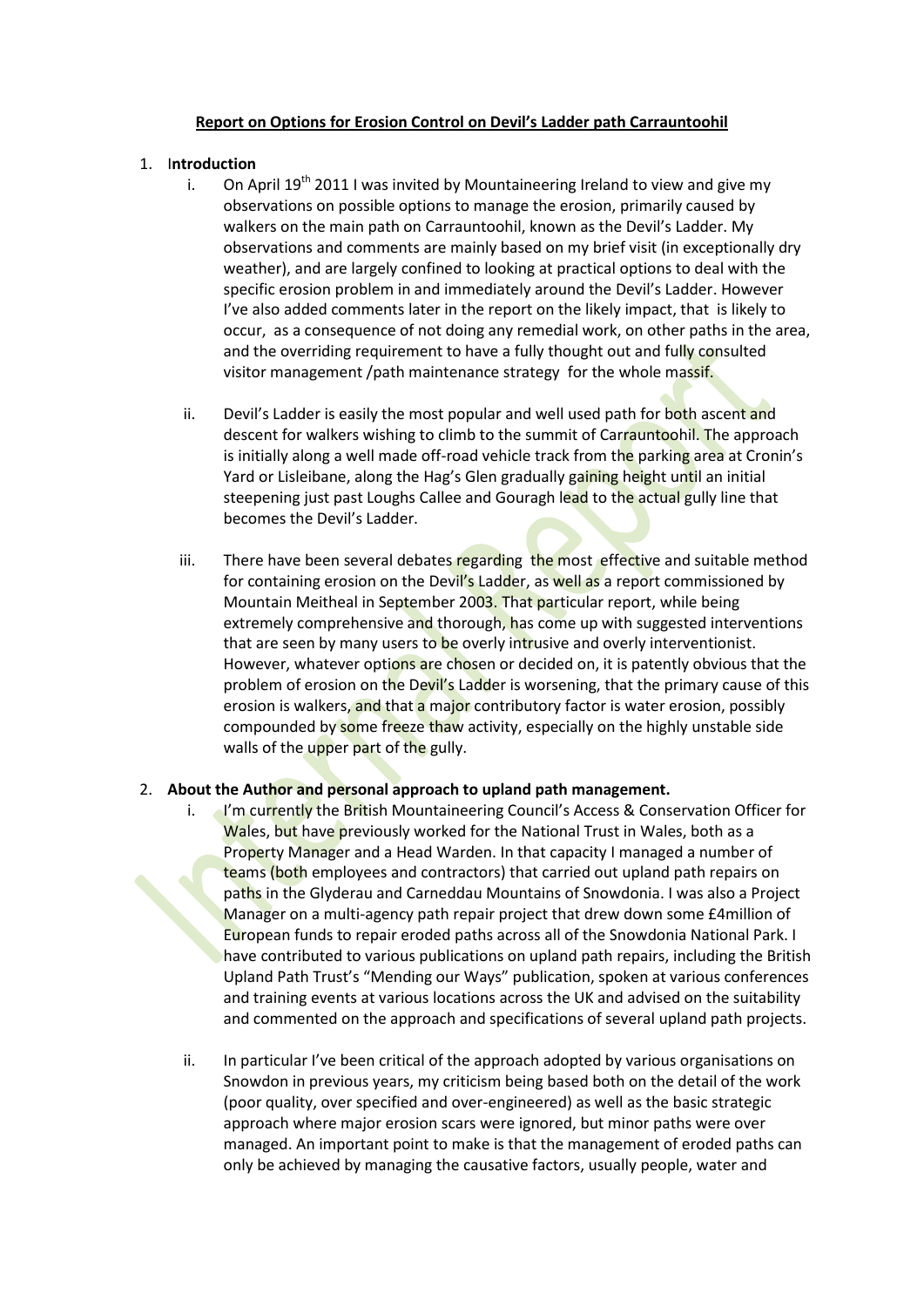**Report on Options for Erosion Control on Devil's Ladder path Carrauntoohil**

1. **Introduction**

    i. On April 19th 2011 I was invited by Mountaineering Ireland to view and give my observations on possible options to manage the erosion, primarily caused by walkers on the main path on Carrauntoohil, known as the Devil's Ladder. My observations and comments are mainly based on my brief visit (in exceptionally dry weather), and are largely confined to looking at practical options to deal with the specific erosion problem in and immediately around the Devil's Ladder. However I've also added comments later in the report on the likely impact, that is likely to occur, as a consequence of not doing any remedial work, on other paths in the area, and the overriding requirement to have a fully thought out and fully consulted visitor management /path maintenance strategy for the whole massif.

    ii. Devil's Ladder is easily the most popular and well used path for both ascent and descent for walkers wishing to climb to the summit of Carrauntoohil. The approach is initially along a well made off-road vehicle track from the parking area at Cronin's Yard or Lisleibane, along the Hag's Glen gradually gaining height until an initial steepening just past Loughs Callee and Gouragh lead to the actual gully line that becomes the Devil's Ladder.

    iii. There have been several debates regarding the most effective and suitable method for containing erosion on the Devil's Ladder, as well as a report commissioned by Mountain Meitheal in September 2003. That particular report, while being extremely comprehensive and thorough, has come up with suggested interventions that are seen by many users to be overly intrusive and overly interventionist. However, whatever options are chosen or decided on, it is patently obvious that the problem of erosion on the Devil's Ladder is worsening, that the primary cause of this erosion is walkers, and that a major contributory factor is water erosion, possibly compounded by some freeze thaw activity, especially on the highly unstable side walls of the upper part of the gully.

2. **About the Author and personal approach to upland path management.**

    i. I'm currently the British Mountaineering Council's Access & Conservation Officer for Wales, but have previously worked for the National Trust in Wales, both as a Property Manager and a Head Warden. In that capacity I managed a number of teams (both employees and contractors) that carried out upland path repairs on paths in the Glyderau and Carneddau Mountains of Snowdonia. I was also a Project Manager on a multi-agency path repair project that drew down some £4million of European funds to repair eroded paths across all of the Snowdonia National Park. I have contributed to various publications on upland path repairs, including the British Upland Path Trust's "Mending our Ways" publication, spoken at various conferences and training events at various locations across the UK and advised on the suitability and commented on the approach and specifications of several upland path projects.

    ii. In particular I've been critical of the approach adopted by various organisations on Snowdon in previous years, my criticism being based both on the detail of the work (poor quality, over specified and over-engineered) as well as the basic strategic approach where major erosion scars were ignored, but minor paths were over managed. An important point to make is that the management of eroded paths can only be achieved by managing the causative factors, usually people, water and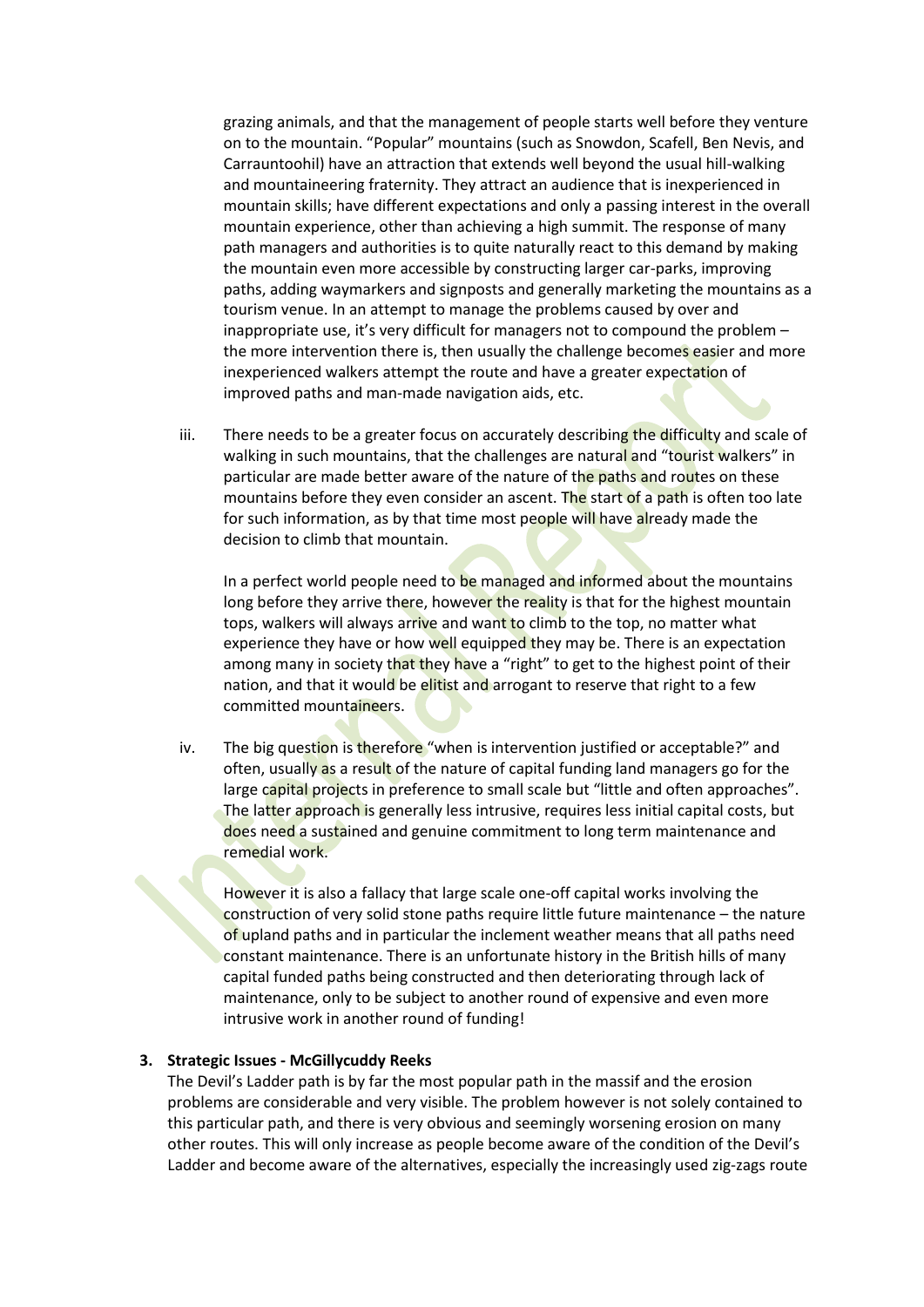grazing animals, and that the management of people starts well before they venture on to the mountain. "Popular" mountains (such as Snowdon, Scafell, Ben Nevis, and Carrauntoohil) have an attraction that extends well beyond the usual hill-walking and mountaineering fraternity. They attract an audience that is inexperienced in mountain skills; have different expectations and only a passing interest in the overall mountain experience, other than achieving a high summit. The response of many path managers and authorities is to quite naturally react to this demand by making the mountain even more accessible by constructing larger car-parks, improving paths, adding waymarkers and signposts and generally marketing the mountains as a tourism venue. In an attempt to manage the problems caused by over and inappropriate use, it's very difficult for managers not to compound the problem – the more intervention there is, then usually the challenge becomes easier and more inexperienced walkers attempt the route and have a greater expectation of improved paths and man-made navigation aids, etc.

iii. There needs to be a greater focus on accurately describing the difficulty and scale of walking in such mountains, that the challenges are natural and "tourist walkers" in particular are made better aware of the nature of the paths and routes on these mountains before they even consider an ascent. The start of a path is often too late for such information, as by that time most people will have already made the decision to climb that mountain.

   In a perfect world people need to be managed and informed about the mountains long before they arrive there, however the reality is that for the highest mountain tops, walkers will always arrive and want to climb to the top, no matter what experience they have or how well equipped they may be. There is an expectation among many in society that they have a "right" to get to the highest point of their nation, and that it would be elitist and arrogant to reserve that right to a few committed mountaineers.

iv. The big question is therefore "when is intervention justified or acceptable?" and often, usually as a result of the nature of capital funding land managers go for the large capital projects in preference to small scale but "little and often approaches". The latter approach is generally less intrusive, requires less initial capital costs, but does need a sustained and genuine commitment to long term maintenance and remedial work.

   However it is also a fallacy that large scale one-off capital works involving the construction of very solid stone paths require little future maintenance – the nature of upland paths and in particular the inclement weather means that all paths need constant maintenance. There is an unfortunate history in the British hills of many capital funded paths being constructed and then deteriorating through lack of maintenance, only to be subject to another round of expensive and even more intrusive work in another round of funding!

## 3. Strategic Issues - McGillycuddy Reeks

The Devil's Ladder path is by far the most popular path in the massif and the erosion problems are considerable and very visible. The problem however is not solely contained to this particular path, and there is very obvious and seemingly worsening erosion on many other routes. This will only increase as people become aware of the condition of the Devil's Ladder and become aware of the alternatives, especially the increasingly used zig-zags route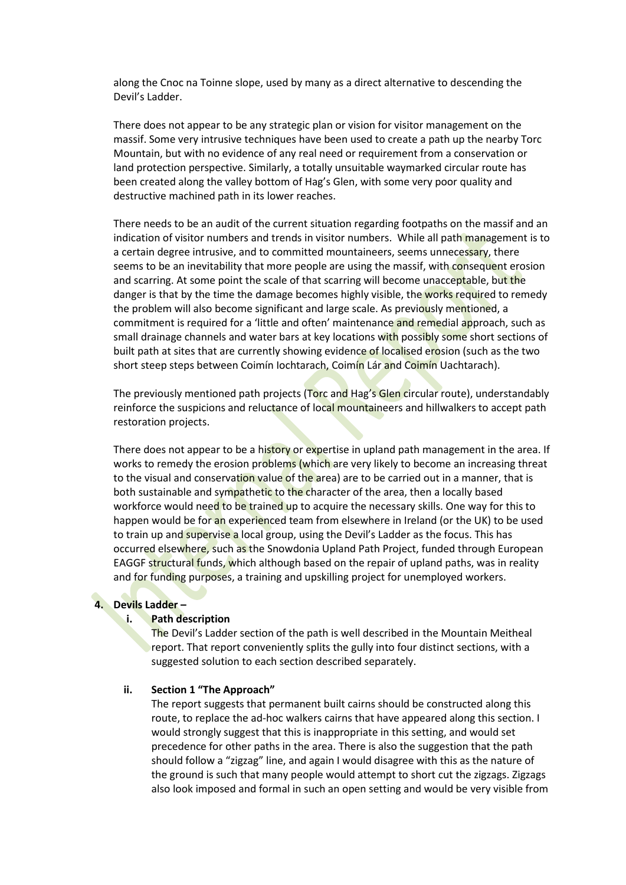along the Cnoc na Toinne slope, used by many as a direct alternative to descending the Devil's Ladder.

There does not appear to be any strategic plan or vision for visitor management on the massif. Some very intrusive techniques have been used to create a path up the nearby Torc Mountain, but with no evidence of any real need or requirement from a conservation or land protection perspective. Similarly, a totally unsuitable waymarked circular route has been created along the valley bottom of Hag's Glen, with some very poor quality and destructive machined path in its lower reaches.

There needs to be an audit of the current situation regarding footpaths on the massif and an indication of visitor numbers and trends in visitor numbers. While all path management is to a certain degree intrusive, and to committed mountaineers, seems unnecessary, there seems to be an inevitability that more people are using the massif, with consequent erosion and scarring. At some point the scale of that scarring will become unacceptable, but the danger is that by the time the damage becomes highly visible, the works required to remedy the problem will also become significant and large scale. As previously mentioned, a commitment is required for a 'little and often' maintenance and remedial approach, such as small drainage channels and water bars at key locations with possibly some short sections of built path at sites that are currently showing evidence of localised erosion (such as the two short steep steps between Coimín Iochtarach, Coimín Lár and Coimín Uachtarach).

The previously mentioned path projects (Torc and Hag's Glen circular route), understandably reinforce the suspicions and reluctance of local mountaineers and hillwalkers to accept path restoration projects.

There does not appear to be a history or expertise in upland path management in the area. If works to remedy the erosion problems (which are very likely to become an increasing threat to the visual and conservation value of the area) are to be carried out in a manner, that is both sustainable and sympathetic to the character of the area, then a locally based workforce would need to be trained up to acquire the necessary skills. One way for this to happen would be for an experienced team from elsewhere in Ireland (or the UK) to be used to train up and supervise a local group, using the Devil's Ladder as the focus. This has occurred elsewhere, such as the Snowdonia Upland Path Project, funded through European EAGGF structural funds, which although based on the repair of upland paths, was in reality and for funding purposes, a training and upskilling project for unemployed workers.

## 4. Devils Ladder –

### i. Path description

The Devil's Ladder section of the path is well described in the Mountain Meitheal report. That report conveniently splits the gully into four distinct sections, with a suggested solution to each section described separately.

### ii. Section 1 "The Approach"

The report suggests that permanent built cairns should be constructed along this route, to replace the ad-hoc walkers cairns that have appeared along this section. I would strongly suggest that this is inappropriate in this setting, and would set precedence for other paths in the area. There is also the suggestion that the path should follow a "zigzag" line, and again I would disagree with this as the nature of the ground is such that many people would attempt to short cut the zigzags. Zigzags also look imposed and formal in such an open setting and would be very visible from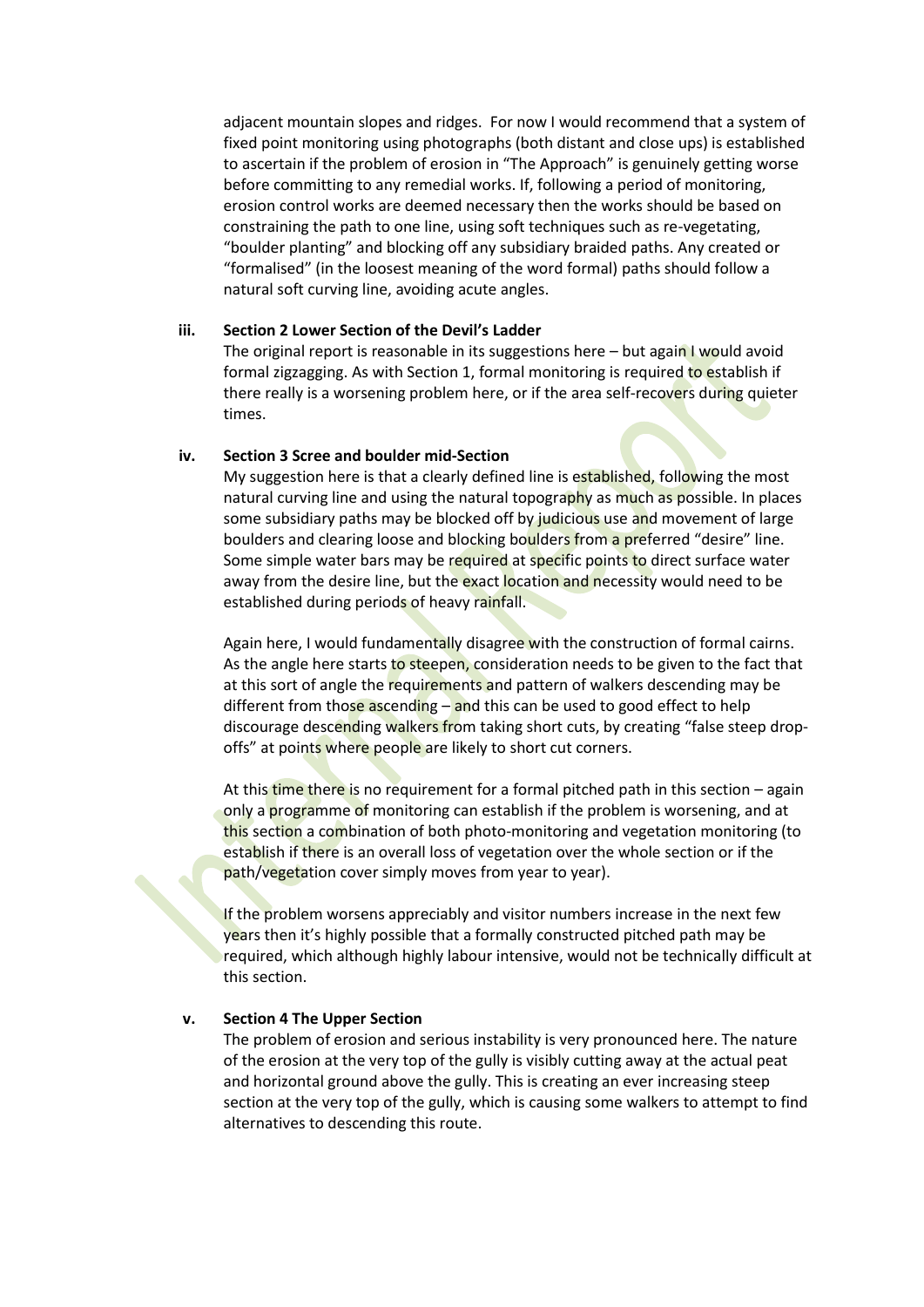adjacent mountain slopes and ridges. For now I would recommend that a system of fixed point monitoring using photographs (both distant and close ups) is established to ascertain if the problem of erosion in "The Approach" is genuinely getting worse before committing to any remedial works. If, following a period of monitoring, erosion control works are deemed necessary then the works should be based on constraining the path to one line, using soft techniques such as re-vegetating, "boulder planting" and blocking off any subsidiary braided paths. Any created or "formalised" (in the loosest meaning of the word formal) paths should follow a natural soft curving line, avoiding acute angles.

**iii. Section 2 Lower Section of the Devil's Ladder**

The original report is reasonable in its suggestions here – but again I would avoid formal zigzagging. As with Section 1, formal monitoring is required to establish if there really is a worsening problem here, or if the area self-recovers during quieter times.

**iv. Section 3 Scree and boulder mid-Section**

My suggestion here is that a clearly defined line is established, following the most natural curving line and using the natural topography as much as possible. In places some subsidiary paths may be blocked off by judicious use and movement of large boulders and clearing loose and blocking boulders from a preferred "desire" line. Some simple water bars may be required at specific points to direct surface water away from the desire line, but the exact location and necessity would need to be established during periods of heavy rainfall.

Again here, I would fundamentally disagree with the construction of formal cairns. As the angle here starts to steepen, consideration needs to be given to the fact that at this sort of angle the requirements and pattern of walkers descending may be different from those ascending – and this can be used to good effect to help discourage descending walkers from taking short cuts, by creating "false steep drop-offs" at points where people are likely to short cut corners.

At this time there is no requirement for a formal pitched path in this section – again only a programme of monitoring can establish if the problem is worsening, and at this section a combination of both photo-monitoring and vegetation monitoring (to establish if there is an overall loss of vegetation over the whole section or if the path/vegetation cover simply moves from year to year).

If the problem worsens appreciably and visitor numbers increase in the next few years then it's highly possible that a formally constructed pitched path may be required, which although highly labour intensive, would not be technically difficult at this section.

**v. Section 4 The Upper Section**

The problem of erosion and serious instability is very pronounced here. The nature of the erosion at the very top of the gully is visibly cutting away at the actual peat and horizontal ground above the gully. This is creating an ever increasing steep section at the very top of the gully, which is causing some walkers to attempt to find alternatives to descending this route.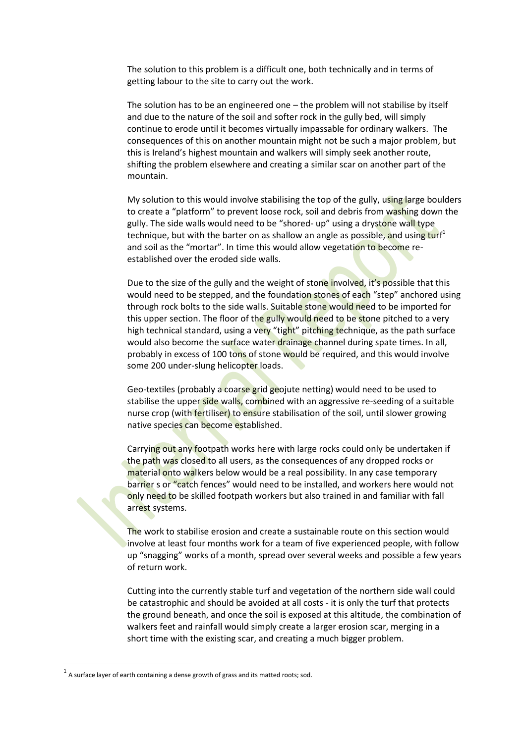The solution to this problem is a difficult one, both technically and in terms of getting labour to the site to carry out the work.

The solution has to be an engineered one – the problem will not stabilise by itself and due to the nature of the soil and softer rock in the gully bed, will simply continue to erode until it becomes virtually impassable for ordinary walkers. The consequences of this on another mountain might not be such a major problem, but this is Ireland's highest mountain and walkers will simply seek another route, shifting the problem elsewhere and creating a similar scar on another part of the mountain.

My solution to this would involve stabilising the top of the gully, using large boulders to create a "platform" to prevent loose rock, soil and debris from washing down the gully. The side walls would need to be "shored- up" using a drystone wall type technique, but with the barter on as shallow an angle as possible, and using turf[1] and soil as the "mortar". In time this would allow vegetation to become re-established over the eroded side walls.

Due to the size of the gully and the weight of stone involved, it's possible that this would need to be stepped, and the foundation stones of each "step" anchored using through rock bolts to the side walls. Suitable stone would need to be imported for this upper section. The floor of the gully would need to be stone pitched to a very high technical standard, using a very "tight" pitching technique, as the path surface would also become the surface water drainage channel during spate times. In all, probably in excess of 100 tons of stone would be required, and this would involve some 200 under-slung helicopter loads.

Geo-textiles (probably a coarse grid geojute netting) would need to be used to stabilise the upper side walls, combined with an aggressive re-seeding of a suitable nurse crop (with fertiliser) to ensure stabilisation of the soil, until slower growing native species can become established.

Carrying out any footpath works here with large rocks could only be undertaken if the path was closed to all users, as the consequences of any dropped rocks or material onto walkers below would be a real possibility. In any case temporary barrier s or "catch fences" would need to be installed, and workers here would not only need to be skilled footpath workers but also trained in and familiar with fall arrest systems.

The work to stabilise erosion and create a sustainable route on this section would involve at least four months work for a team of five experienced people, with follow up "snagging" works of a month, spread over several weeks and possible a few years of return work.

Cutting into the currently stable turf and vegetation of the northern side wall could be catastrophic and should be avoided at all costs - it is only the turf that protects the ground beneath, and once the soil is exposed at this altitude, the combination of walkers feet and rainfall would simply create a larger erosion scar, merging in a short time with the existing scar, and creating a much bigger problem.

---

[1] A surface layer of earth containing a dense growth of grass and its matted roots; sod.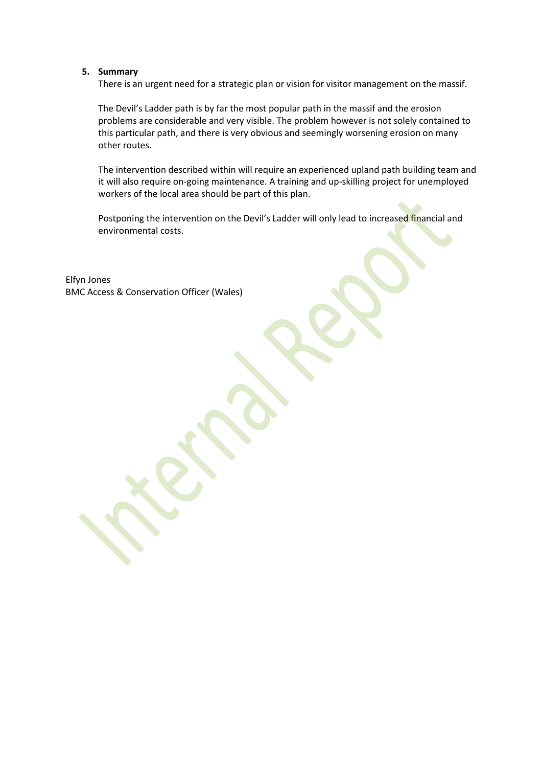## 5. Summary

There is an urgent need for a strategic plan or vision for visitor management on the massif.

The Devil's Ladder path is by far the most popular path in the massif and the erosion problems are considerable and very visible. The problem however is not solely contained to this particular path, and there is very obvious and seemingly worsening erosion on many other routes.

The intervention described within will require an experienced upland path building team and it will also require on-going maintenance. A training and up-skilling project for unemployed workers of the local area should be part of this plan.

Postponing the intervention on the Devil's Ladder will only lead to increased financial and environmental costs.

Elfyn Jones
BMC Access & Conservation Officer (Wales)